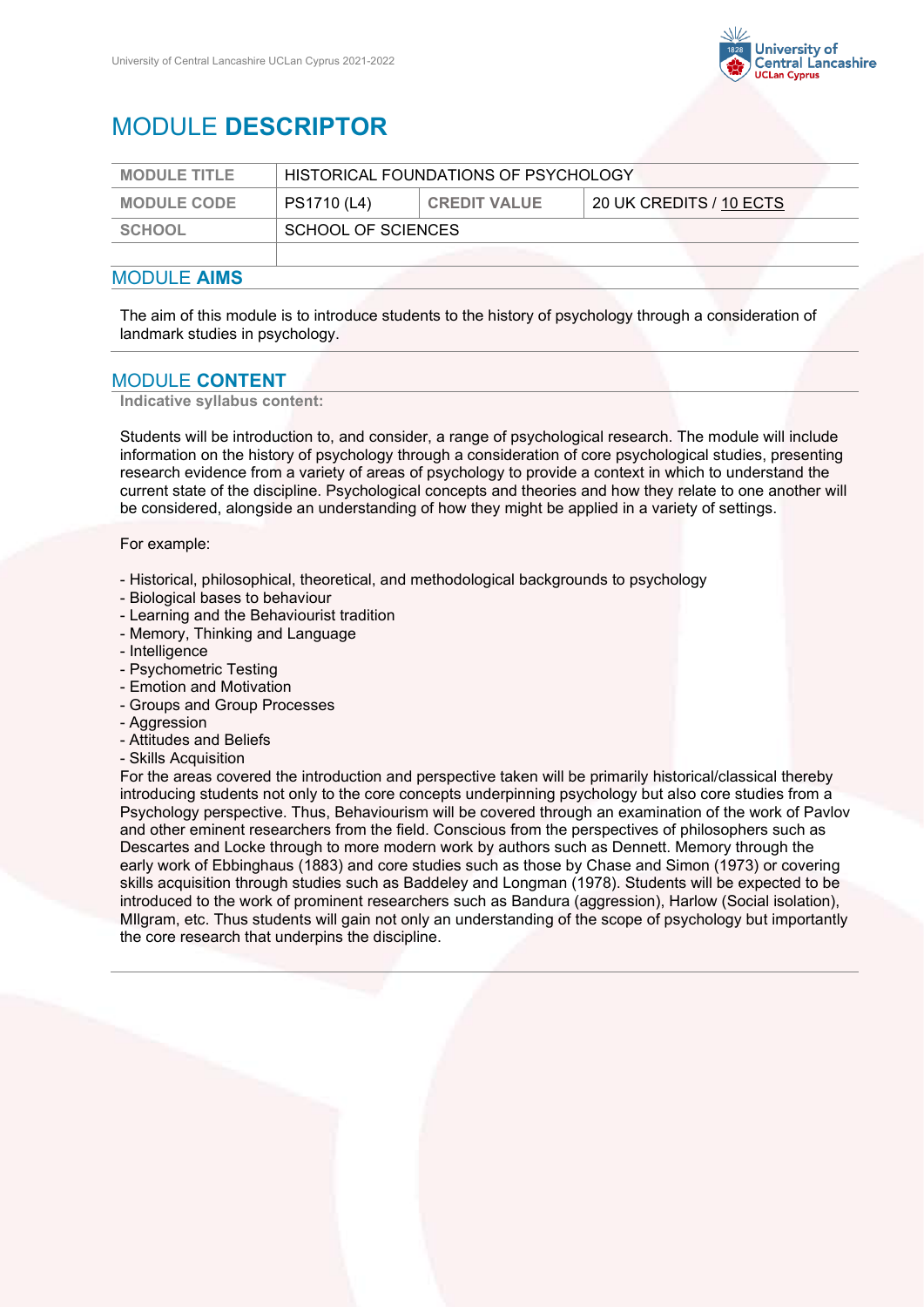// MODULE DESCRIPTOR

# MODULE **DESCRIPTOR**

| MODULE TITLE | HISTORICAL FOUNDATIONS OF PSYCHOLOGY | | |
|---|---|---|---|
| MODULE CODE | PS1710 (L4) | CREDIT VALUE | 20 UK CREDITS / 10 ECTS |
| SCHOOL | SCHOOL OF SCIENCES | | |
| | | | |

## MODULE **AIMS**

The aim of this module is to introduce students to the history of psychology through a consideration of landmark studies in psychology.

## MODULE **CONTENT**

**Indicative syllabus content:**

Students will be introduction to, and consider, a range of psychological research. The module will include information on the history of psychology through a consideration of core psychological studies, presenting research evidence from a variety of areas of psychology to provide a context in which to understand the current state of the discipline. Psychological concepts and theories and how they relate to one another will be considered, alongside an understanding of how they might be applied in a variety of settings.

For example:

- Historical, philosophical, theoretical, and methodological backgrounds to psychology
- Biological bases to behaviour
- Learning and the Behaviourist tradition
- Memory, Thinking and Language
- Intelligence
- Psychometric Testing
- Emotion and Motivation
- Groups and Group Processes
- Aggression
- Attitudes and Beliefs
- Skills Acquisition

For the areas covered the introduction and perspective taken will be primarily historical/classical thereby introducing students not only to the core concepts underpinning psychology but also core studies from a Psychology perspective. Thus, Behaviourism will be covered through an examination of the work of Pavlov and other eminent researchers from the field. Conscious from the perspectives of philosophers such as Descartes and Locke through to more modern work by authors such as Dennett. Memory through the early work of Ebbinghaus (1883) and core studies such as those by Chase and Simon (1973) or covering skills acquisition through studies such as Baddeley and Longman (1978). Students will be expected to be introduced to the work of prominent researchers such as Bandura (aggression), Harlow (Social isolation), MIlgram, etc. Thus students will gain not only an understanding of the scope of psychology but importantly the core research that underpins the discipline.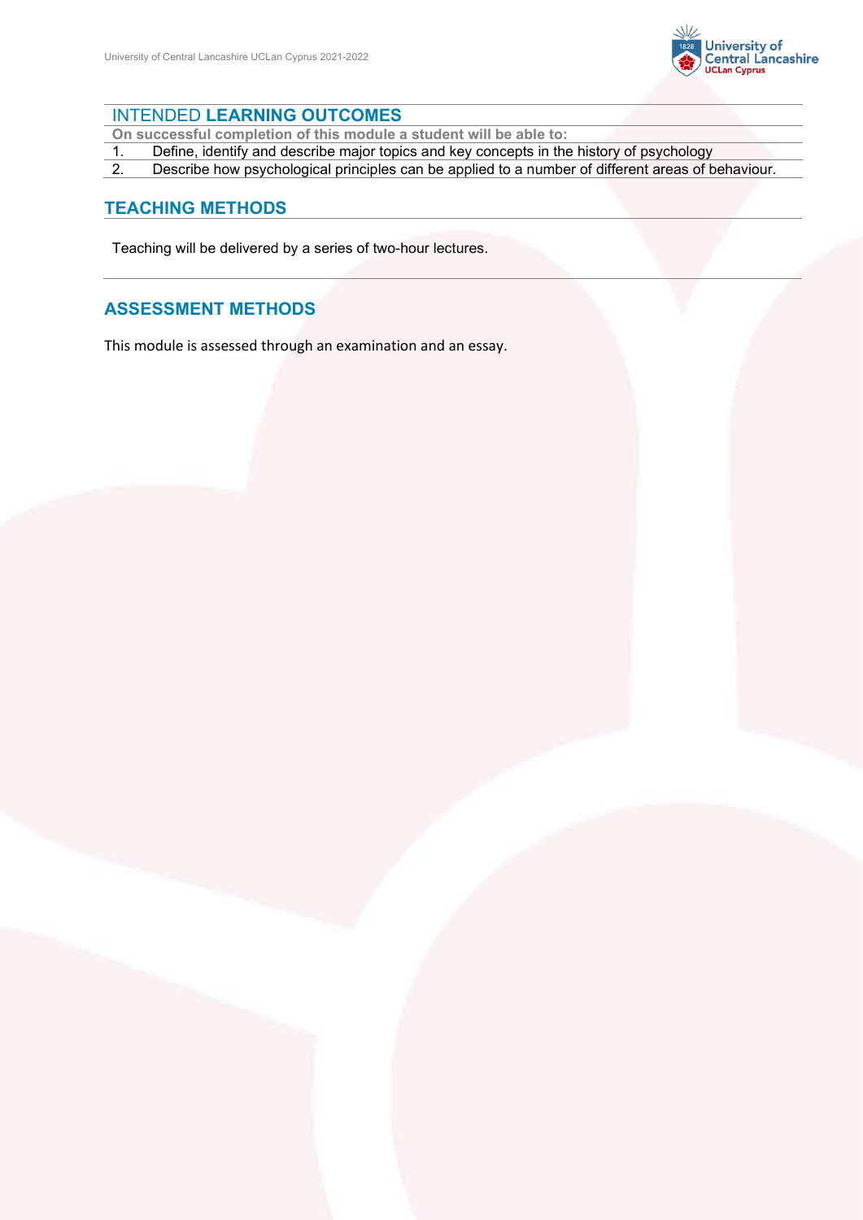## INTENDED **LEARNING OUTCOMES**

**On successful completion of this module a student will be able to:**

1. Define, identify and describe major topics and key concepts in the history of psychology
2. Describe how psychological principles can be applied to a number of different areas of behaviour.

## TEACHING METHODS

Teaching will be delivered by a series of two-hour lectures.

## ASSESSMENT METHODS

This module is assessed through an examination and an essay.